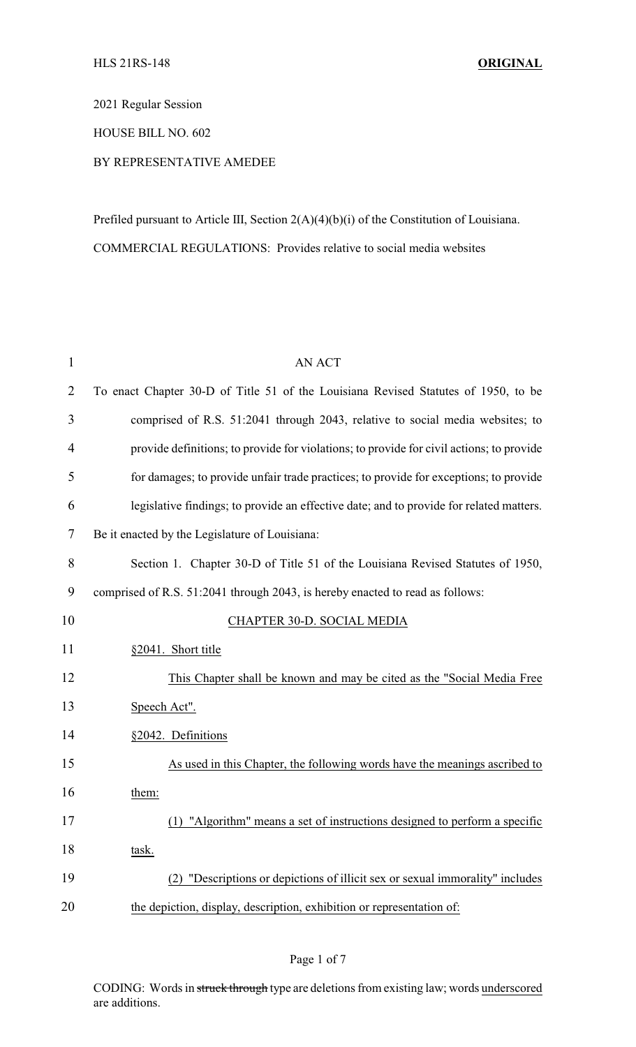HLS 21RS-148 **ORIGINAL**

2021 Regular Session

HOUSE BILL NO. 602

BY REPRESENTATIVE AMEDEE

Prefiled pursuant to Article III, Section 2(A)(4)(b)(i) of the Constitution of Louisiana.

COMMERCIAL REGULATIONS: Provides relative to social media websites

AN ACT

To enact Chapter 30-D of Title 51 of the Louisiana Revised Statutes of 1950, to be comprised of R.S. 51:2041 through 2043, relative to social media websites; to provide definitions; to provide for violations; to provide for civil actions; to provide for damages; to provide unfair trade practices; to provide for exceptions; to provide legislative findings; to provide an effective date; and to provide for related matters.

Be it enacted by the Legislature of Louisiana:

Section 1. Chapter 30-D of Title 51 of the Louisiana Revised Statutes of 1950, comprised of R.S. 51:2041 through 2043, is hereby enacted to read as follows:

CHAPTER 30-D. SOCIAL MEDIA

§2041. Short title

This Chapter shall be known and may be cited as the "Social Media Free Speech Act".

§2042. Definitions

As used in this Chapter, the following words have the meanings ascribed to them:

(1) "Algorithm" means a set of instructions designed to perform a specific task.

(2) "Descriptions or depictions of illicit sex or sexual immorality" includes the depiction, display, description, exhibition or representation of:

CODING: Words in ~~struck through~~ type are deletions from existing law; words underscored are additions.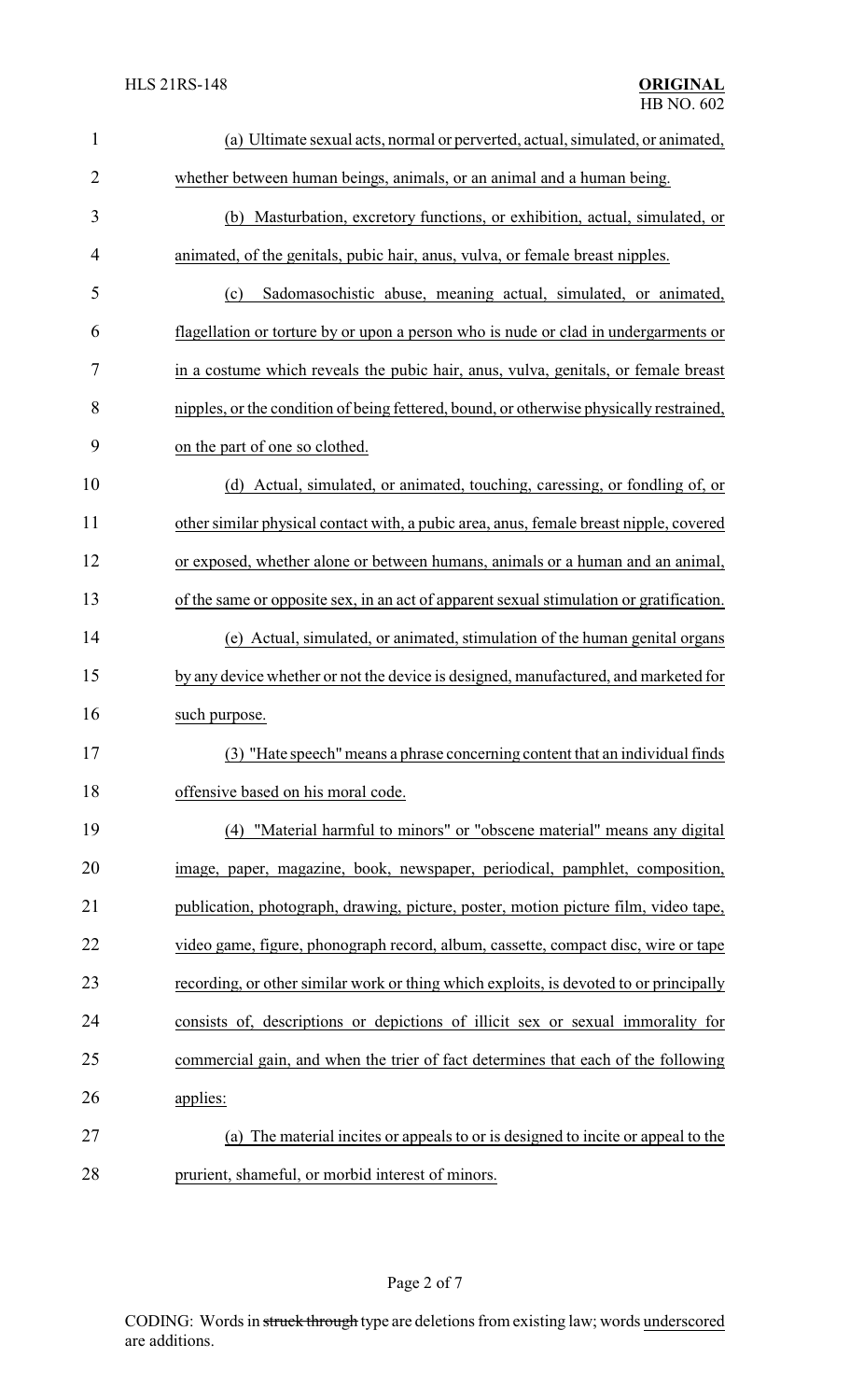(a) Ultimate sexual acts, normal or perverted, actual, simulated, or animated, whether between human beings, animals, or an animal and a human being.

(b) Masturbation, excretory functions, or exhibition, actual, simulated, or animated, of the genitals, pubic hair, anus, vulva, or female breast nipples.

(c) Sadomasochistic abuse, meaning actual, simulated, or animated, flagellation or torture by or upon a person who is nude or clad in undergarments or in a costume which reveals the pubic hair, anus, vulva, genitals, or female breast nipples, or the condition of being fettered, bound, or otherwise physically restrained, on the part of one so clothed.

(d) Actual, simulated, or animated, touching, caressing, or fondling of, or other similar physical contact with, a pubic area, anus, female breast nipple, covered or exposed, whether alone or between humans, animals or a human and an animal, of the same or opposite sex, in an act of apparent sexual stimulation or gratification.

(e) Actual, simulated, or animated, stimulation of the human genital organs by any device whether or not the device is designed, manufactured, and marketed for such purpose.

(3) "Hate speech" means a phrase concerning content that an individual finds offensive based on his moral code.

(4) "Material harmful to minors" or "obscene material" means any digital image, paper, magazine, book, newspaper, periodical, pamphlet, composition, publication, photograph, drawing, picture, poster, motion picture film, video tape, video game, figure, phonograph record, album, cassette, compact disc, wire or tape recording, or other similar work or thing which exploits, is devoted to or principally consists of, descriptions or depictions of illicit sex or sexual immorality for commercial gain, and when the trier of fact determines that each of the following applies:

(a) The material incites or appeals to or is designed to incite or appeal to the prurient, shameful, or morbid interest of minors.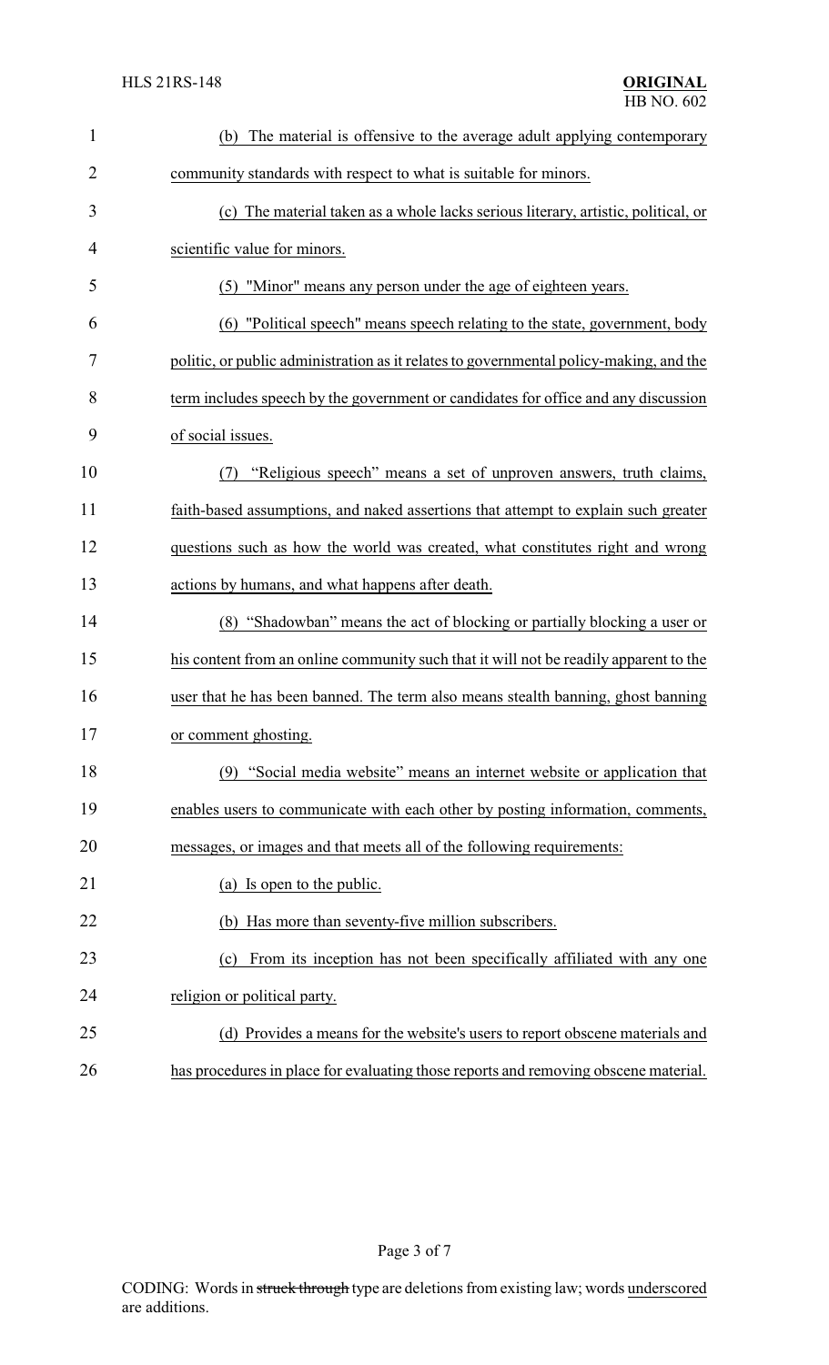(b) The material is offensive to the average adult applying contemporary community standards with respect to what is suitable for minors.

(c) The material taken as a whole lacks serious literary, artistic, political, or scientific value for minors.

(5) "Minor" means any person under the age of eighteen years.

(6) "Political speech" means speech relating to the state, government, body politic, or public administration as it relates to governmental policy-making, and the term includes speech by the government or candidates for office and any discussion of social issues.

(7) "Religious speech" means a set of unproven answers, truth claims, faith-based assumptions, and naked assertions that attempt to explain such greater questions such as how the world was created, what constitutes right and wrong actions by humans, and what happens after death.

(8) "Shadowban" means the act of blocking or partially blocking a user or his content from an online community such that it will not be readily apparent to the user that he has been banned. The term also means stealth banning, ghost banning or comment ghosting.

(9) "Social media website" means an internet website or application that enables users to communicate with each other by posting information, comments, messages, or images and that meets all of the following requirements:

(a) Is open to the public.

(b) Has more than seventy-five million subscribers.

(c) From its inception has not been specifically affiliated with any one religion or political party.

(d) Provides a means for the website's users to report obscene materials and has procedures in place for evaluating those reports and removing obscene material.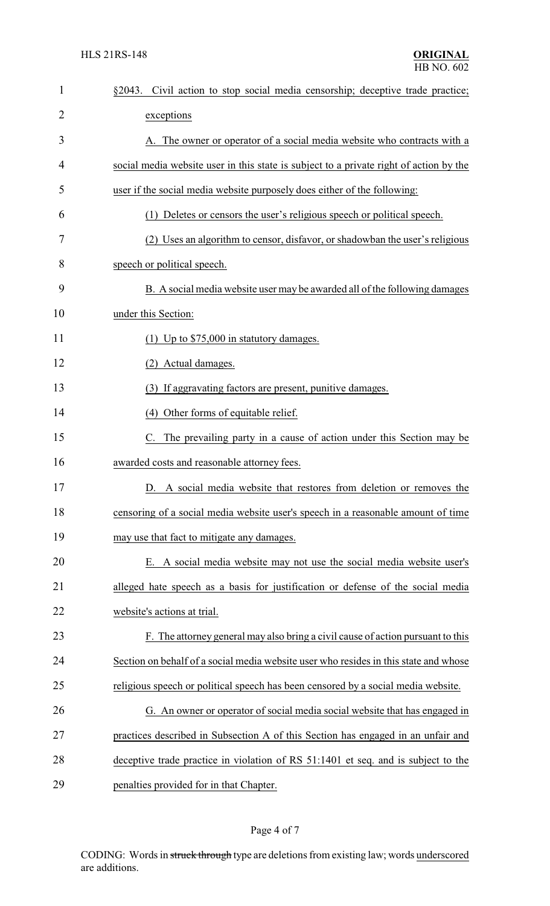§2043. Civil action to stop social media censorship; deceptive trade practice; exceptions

A. The owner or operator of a social media website who contracts with a social media website user in this state is subject to a private right of action by the user if the social media website purposely does either of the following:

(1) Deletes or censors the user's religious speech or political speech.

(2) Uses an algorithm to censor, disfavor, or shadowban the user's religious speech or political speech.

B. A social media website user may be awarded all of the following damages under this Section:

(1) Up to $75,000 in statutory damages.

(2) Actual damages.

(3) If aggravating factors are present, punitive damages.

(4) Other forms of equitable relief.

C. The prevailing party in a cause of action under this Section may be awarded costs and reasonable attorney fees.

D. A social media website that restores from deletion or removes the censoring of a social media website user's speech in a reasonable amount of time may use that fact to mitigate any damages.

E. A social media website may not use the social media website user's alleged hate speech as a basis for justification or defense of the social media website's actions at trial.

F. The attorney general may also bring a civil cause of action pursuant to this Section on behalf of a social media website user who resides in this state and whose religious speech or political speech has been censored by a social media website.

G. An owner or operator of social media social website that has engaged in practices described in Subsection A of this Section has engaged in an unfair and deceptive trade practice in violation of RS 51:1401 et seq. and is subject to the penalties provided for in that Chapter.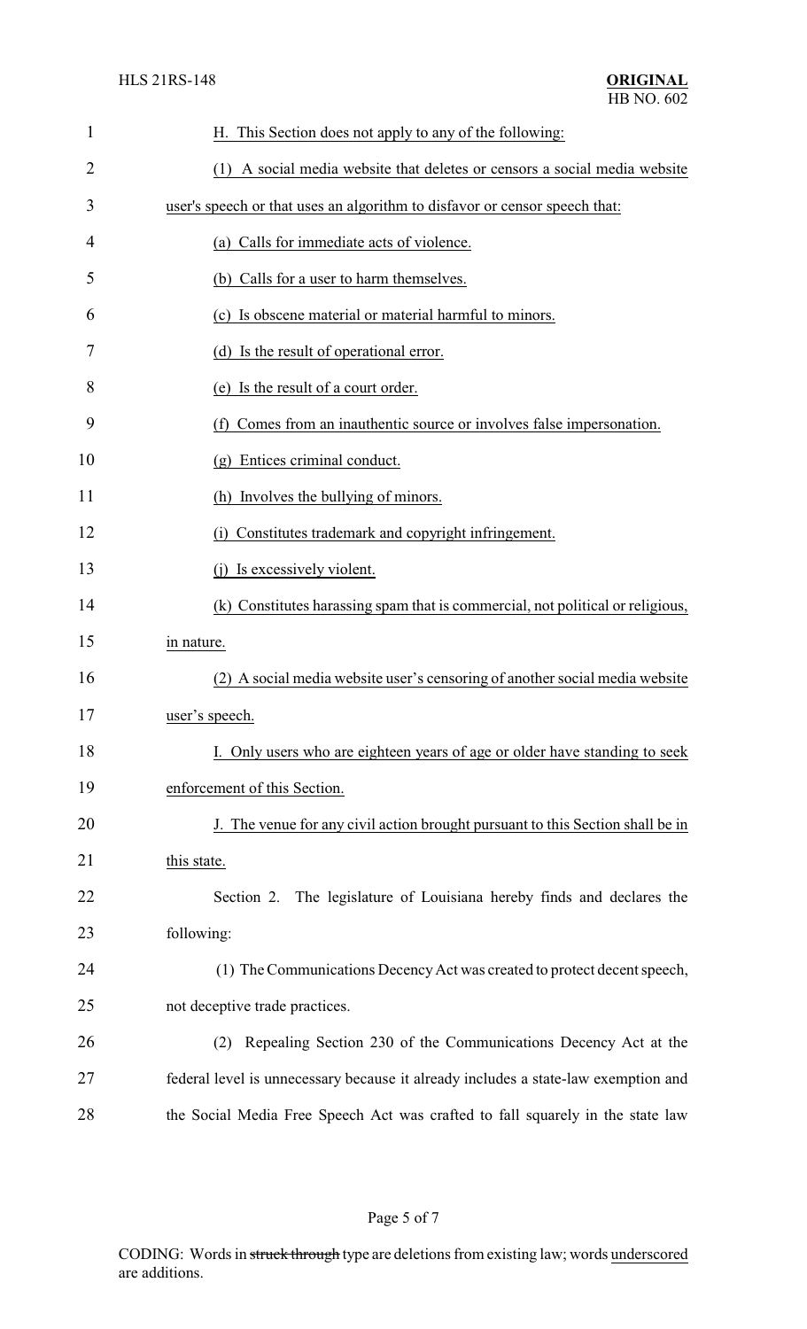H. This Section does not apply to any of the following:

(1) A social media website that deletes or censors a social media website user's speech or that uses an algorithm to disfavor or censor speech that:

(a) Calls for immediate acts of violence.

(b) Calls for a user to harm themselves.

(c) Is obscene material or material harmful to minors.

(d) Is the result of operational error.

(e) Is the result of a court order.

(f) Comes from an inauthentic source or involves false impersonation.

(g) Entices criminal conduct.

(h) Involves the bullying of minors.

(i) Constitutes trademark and copyright infringement.

(j) Is excessively violent.

(k) Constitutes harassing spam that is commercial, not political or religious, in nature.

(2) A social media website user's censoring of another social media website user's speech.

I. Only users who are eighteen years of age or older have standing to seek enforcement of this Section.

J. The venue for any civil action brought pursuant to this Section shall be in this state.

Section 2. The legislature of Louisiana hereby finds and declares the following:

(1) The Communications Decency Act was created to protect decent speech, not deceptive trade practices.

(2) Repealing Section 230 of the Communications Decency Act at the federal level is unnecessary because it already includes a state-law exemption and the Social Media Free Speech Act was crafted to fall squarely in the state law

CODING: Words in ~~struck through~~ type are deletions from existing law; words underscored are additions.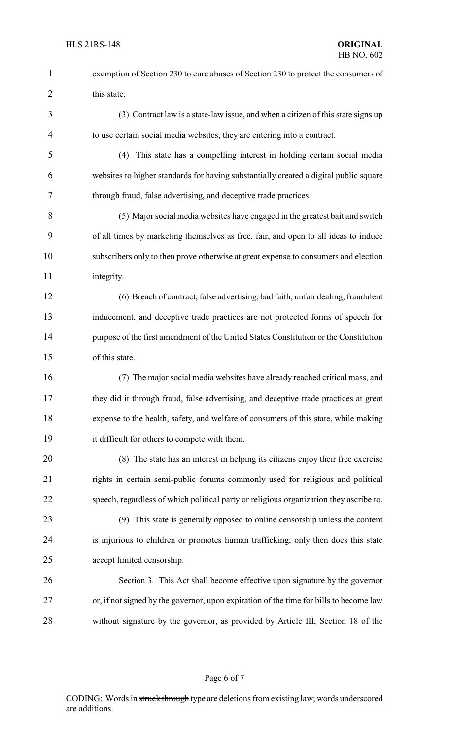exemption of Section 230 to cure abuses of Section 230 to protect the consumers of this state.

(3) Contract law is a state-law issue, and when a citizen of this state signs up to use certain social media websites, they are entering into a contract.

(4) This state has a compelling interest in holding certain social media websites to higher standards for having substantially created a digital public square through fraud, false advertising, and deceptive trade practices.

(5) Major social media websites have engaged in the greatest bait and switch of all times by marketing themselves as free, fair, and open to all ideas to induce subscribers only to then prove otherwise at great expense to consumers and election integrity.

(6) Breach of contract, false advertising, bad faith, unfair dealing, fraudulent inducement, and deceptive trade practices are not protected forms of speech for purpose of the first amendment of the United States Constitution or the Constitution of this state.

(7) The major social media websites have already reached critical mass, and they did it through fraud, false advertising, and deceptive trade practices at great expense to the health, safety, and welfare of consumers of this state, while making it difficult for others to compete with them.

(8) The state has an interest in helping its citizens enjoy their free exercise rights in certain semi-public forums commonly used for religious and political speech, regardless of which political party or religious organization they ascribe to.

(9) This state is generally opposed to online censorship unless the content is injurious to children or promotes human trafficking; only then does this state accept limited censorship.

Section 3. This Act shall become effective upon signature by the governor or, if not signed by the governor, upon expiration of the time for bills to become law without signature by the governor, as provided by Article III, Section 18 of the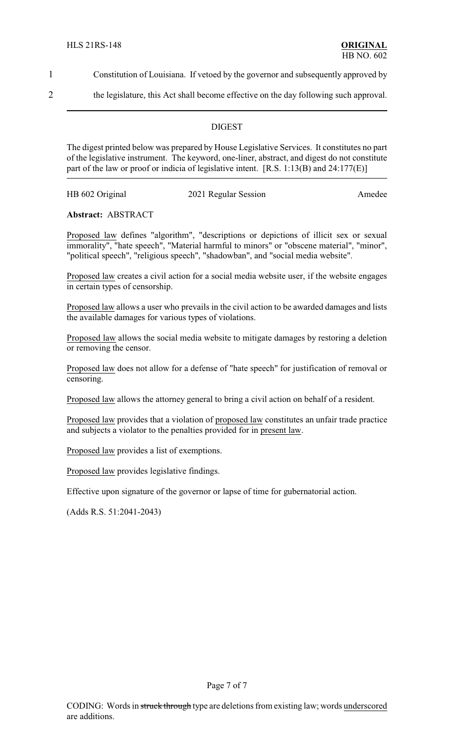1 Constitution of Louisiana. If vetoed by the governor and subsequently approved by

2 the legislature, this Act shall become effective on the day following such approval.

---

## DIGEST

The digest printed below was prepared by House Legislative Services. It constitutes no part of the legislative instrument. The keyword, one-liner, abstract, and digest do not constitute part of the law or proof or indicia of legislative intent. [R.S. 1:13(B) and 24:177(E)]

---

HB 602 Original 2021 Regular Session Amedee

**Abstract:** ABSTRACT

Proposed law defines "algorithm", "descriptions or depictions of illicit sex or sexual immorality", "hate speech", "Material harmful to minors" or "obscene material", "minor", "political speech", "religious speech", "shadowban", and "social media website".

Proposed law creates a civil action for a social media website user, if the website engages in certain types of censorship.

Proposed law allows a user who prevails in the civil action to be awarded damages and lists the available damages for various types of violations.

Proposed law allows the social media website to mitigate damages by restoring a deletion or removing the censor.

Proposed law does not allow for a defense of "hate speech" for justification of removal or censoring.

Proposed law allows the attorney general to bring a civil action on behalf of a resident.

Proposed law provides that a violation of proposed law constitutes an unfair trade practice and subjects a violator to the penalties provided for in present law.

Proposed law provides a list of exemptions.

Proposed law provides legislative findings.

Effective upon signature of the governor or lapse of time for gubernatorial action.

(Adds R.S. 51:2041-2043)

CODING: Words in ~~struck through~~ type are deletions from existing law; words underscored are additions.